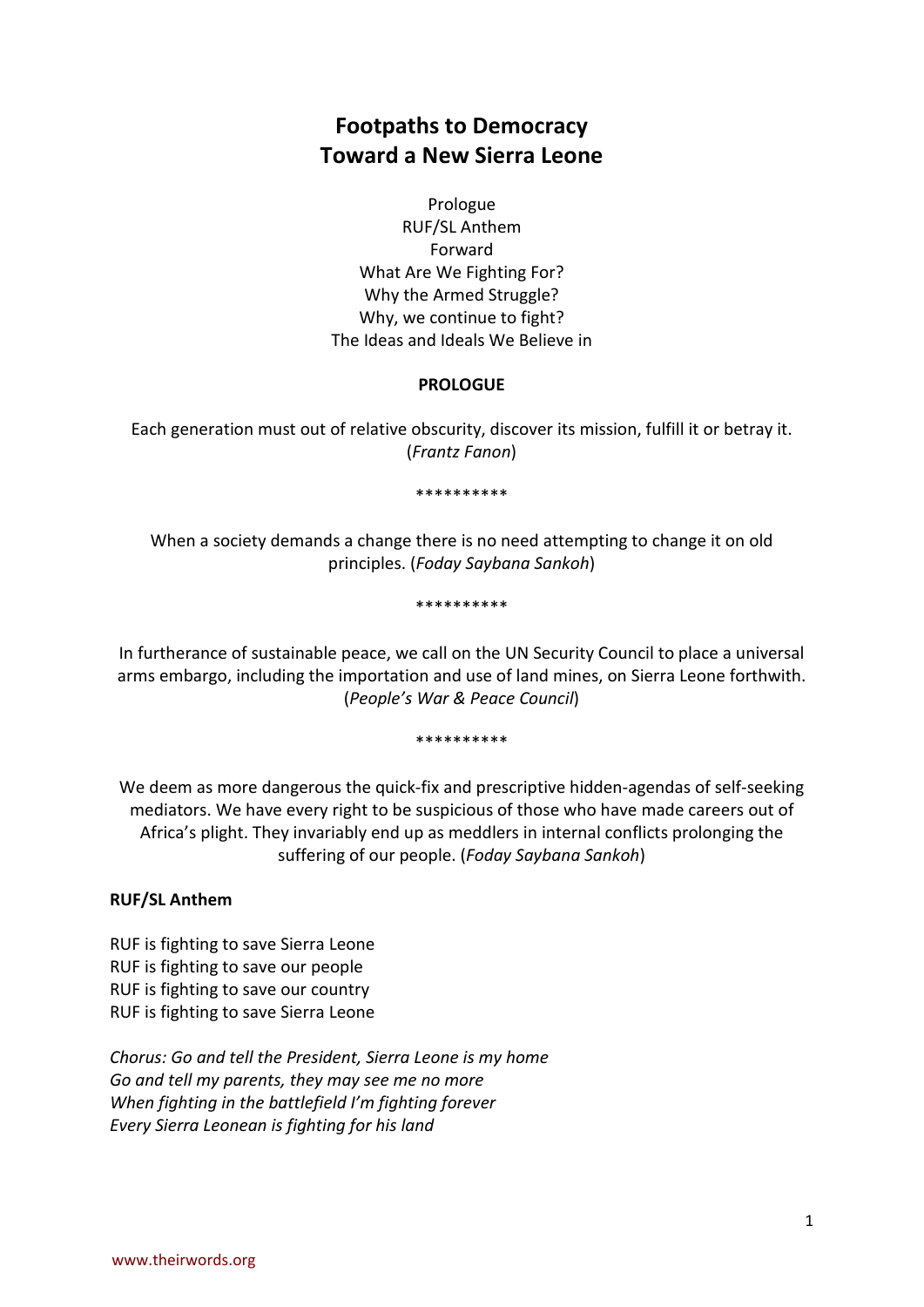# Footpaths to Democracy
# Toward a New Sierra Leone

Prologue
RUF/SL Anthem
Forward
What Are We Fighting For?
Why the Armed Struggle?
Why, we continue to fight?
The Ideas and Ideals We Believe in

## PROLOGUE

Each generation must out of relative obscurity, discover its mission, fulfill it or betray it. (*Frantz Fanon*)

\*\*\*\*\*\*\*\*\*\*

When a society demands a change there is no need attempting to change it on old principles. (*Foday Saybana Sankoh*)

\*\*\*\*\*\*\*\*\*\*

In furtherance of sustainable peace, we call on the UN Security Council to place a universal arms embargo, including the importation and use of land mines, on Sierra Leone forthwith. (*People's War & Peace Council*)

\*\*\*\*\*\*\*\*\*\*

We deem as more dangerous the quick-fix and prescriptive hidden-agendas of self-seeking mediators. We have every right to be suspicious of those who have made careers out of Africa's plight. They invariably end up as meddlers in internal conflicts prolonging the suffering of our people. (*Foday Saybana Sankoh*)

## RUF/SL Anthem

RUF is fighting to save Sierra Leone
RUF is fighting to save our people
RUF is fighting to save our country
RUF is fighting to save Sierra Leone

*Chorus: Go and tell the President, Sierra Leone is my home*
*Go and tell my parents, they may see me no more*
*When fighting in the battlefield I'm fighting forever*
*Every Sierra Leonean is fighting for his land*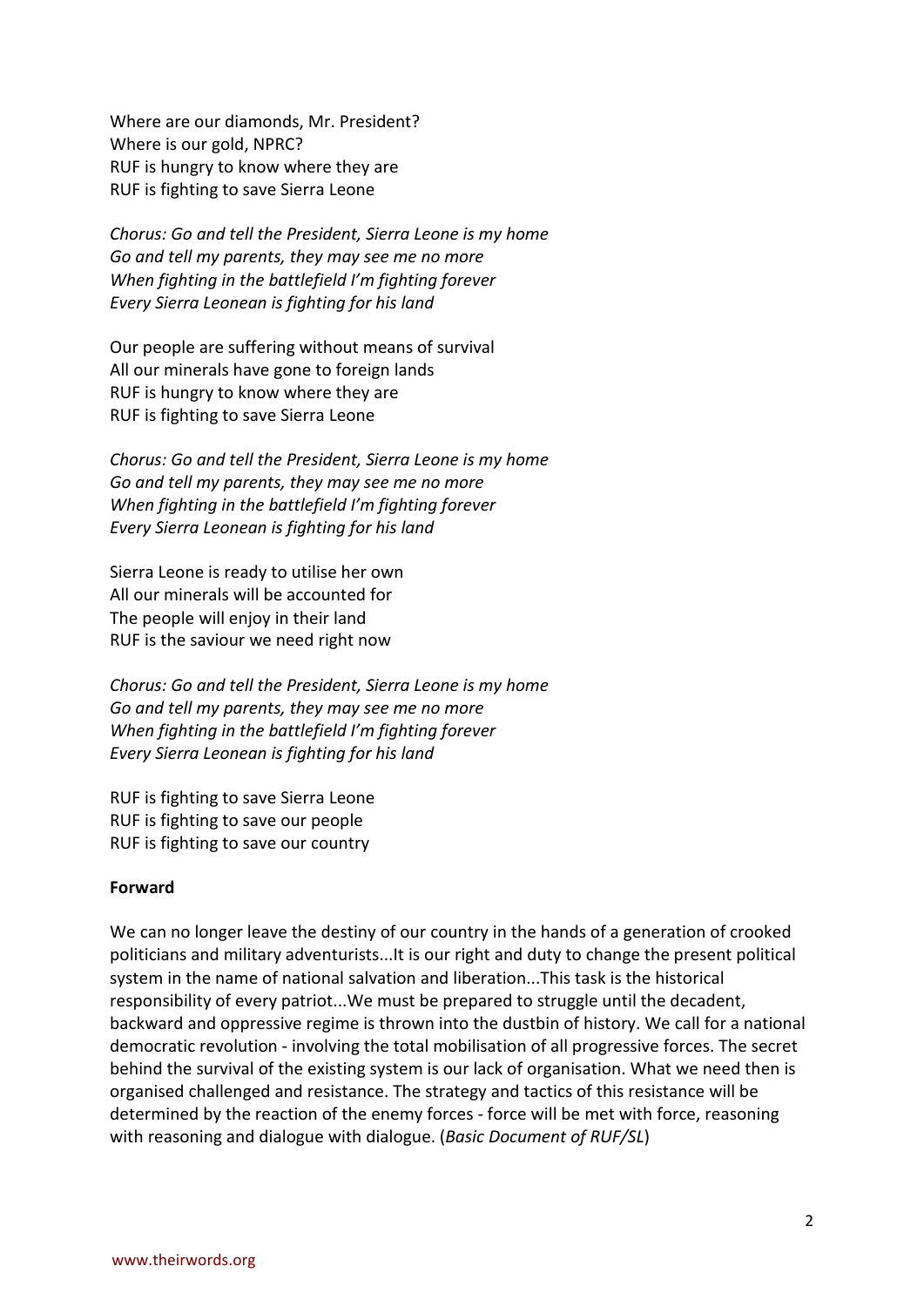Where are our diamonds, Mr. President?
Where is our gold, NPRC?
RUF is hungry to know where they are
RUF is fighting to save Sierra Leone

*Chorus: Go and tell the President, Sierra Leone is my home*
*Go and tell my parents, they may see me no more*
*When fighting in the battlefield I'm fighting forever*
*Every Sierra Leonean is fighting for his land*

Our people are suffering without means of survival
All our minerals have gone to foreign lands
RUF is hungry to know where they are
RUF is fighting to save Sierra Leone

*Chorus: Go and tell the President, Sierra Leone is my home*
*Go and tell my parents, they may see me no more*
*When fighting in the battlefield I'm fighting forever*
*Every Sierra Leonean is fighting for his land*

Sierra Leone is ready to utilise her own
All our minerals will be accounted for
The people will enjoy in their land
RUF is the saviour we need right now

*Chorus: Go and tell the President, Sierra Leone is my home*
*Go and tell my parents, they may see me no more*
*When fighting in the battlefield I'm fighting forever*
*Every Sierra Leonean is fighting for his land*

RUF is fighting to save Sierra Leone
RUF is fighting to save our people
RUF is fighting to save our country

**Forward**

We can no longer leave the destiny of our country in the hands of a generation of crooked politicians and military adventurists...It is our right and duty to change the present political system in the name of national salvation and liberation...This task is the historical responsibility of every patriot...We must be prepared to struggle until the decadent, backward and oppressive regime is thrown into the dustbin of history. We call for a national democratic revolution - involving the total mobilisation of all progressive forces. The secret behind the survival of the existing system is our lack of organisation. What we need then is organised challenged and resistance. The strategy and tactics of this resistance will be determined by the reaction of the enemy forces - force will be met with force, reasoning with reasoning and dialogue with dialogue. (*Basic Document of RUF/SL*)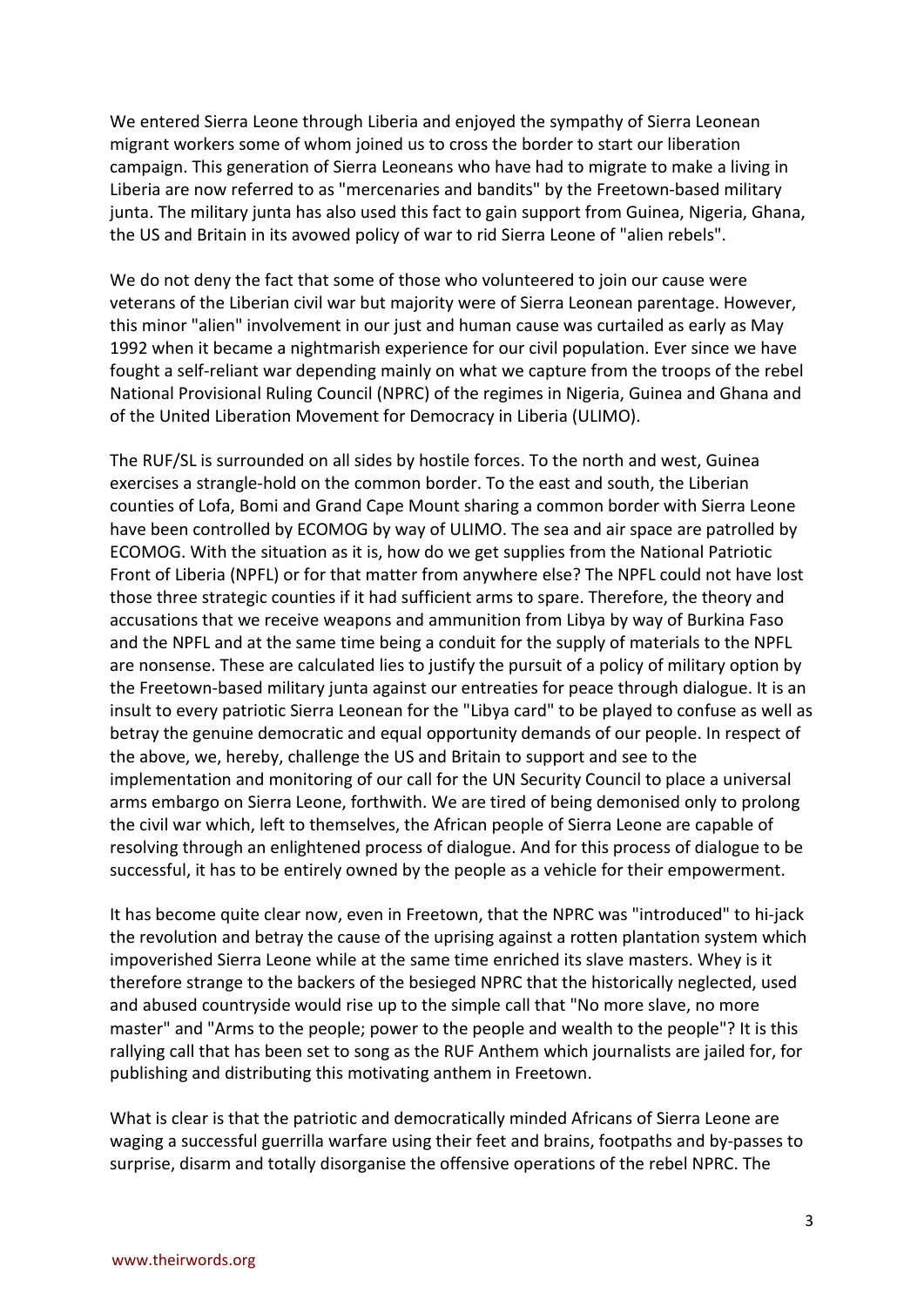We entered Sierra Leone through Liberia and enjoyed the sympathy of Sierra Leonean migrant workers some of whom joined us to cross the border to start our liberation campaign. This generation of Sierra Leoneans who have had to migrate to make a living in Liberia are now referred to as "mercenaries and bandits" by the Freetown-based military junta. The military junta has also used this fact to gain support from Guinea, Nigeria, Ghana, the US and Britain in its avowed policy of war to rid Sierra Leone of "alien rebels".

We do not deny the fact that some of those who volunteered to join our cause were veterans of the Liberian civil war but majority were of Sierra Leonean parentage. However, this minor "alien" involvement in our just and human cause was curtailed as early as May 1992 when it became a nightmarish experience for our civil population. Ever since we have fought a self-reliant war depending mainly on what we capture from the troops of the rebel National Provisional Ruling Council (NPRC) of the regimes in Nigeria, Guinea and Ghana and of the United Liberation Movement for Democracy in Liberia (ULIMO).

The RUF/SL is surrounded on all sides by hostile forces. To the north and west, Guinea exercises a strangle-hold on the common border. To the east and south, the Liberian counties of Lofa, Bomi and Grand Cape Mount sharing a common border with Sierra Leone have been controlled by ECOMOG by way of ULIMO. The sea and air space are patrolled by ECOMOG. With the situation as it is, how do we get supplies from the National Patriotic Front of Liberia (NPFL) or for that matter from anywhere else? The NPFL could not have lost those three strategic counties if it had sufficient arms to spare. Therefore, the theory and accusations that we receive weapons and ammunition from Libya by way of Burkina Faso and the NPFL and at the same time being a conduit for the supply of materials to the NPFL are nonsense. These are calculated lies to justify the pursuit of a policy of military option by the Freetown-based military junta against our entreaties for peace through dialogue. It is an insult to every patriotic Sierra Leonean for the "Libya card" to be played to confuse as well as betray the genuine democratic and equal opportunity demands of our people. In respect of the above, we, hereby, challenge the US and Britain to support and see to the implementation and monitoring of our call for the UN Security Council to place a universal arms embargo on Sierra Leone, forthwith. We are tired of being demonised only to prolong the civil war which, left to themselves, the African people of Sierra Leone are capable of resolving through an enlightened process of dialogue. And for this process of dialogue to be successful, it has to be entirely owned by the people as a vehicle for their empowerment.

It has become quite clear now, even in Freetown, that the NPRC was "introduced" to hi-jack the revolution and betray the cause of the uprising against a rotten plantation system which impoverished Sierra Leone while at the same time enriched its slave masters. Whey is it therefore strange to the backers of the besieged NPRC that the historically neglected, used and abused countryside would rise up to the simple call that "No more slave, no more master" and "Arms to the people; power to the people and wealth to the people"? It is this rallying call that has been set to song as the RUF Anthem which journalists are jailed for, for publishing and distributing this motivating anthem in Freetown.

What is clear is that the patriotic and democratically minded Africans of Sierra Leone are waging a successful guerrilla warfare using their feet and brains, footpaths and by-passes to surprise, disarm and totally disorganise the offensive operations of the rebel NPRC. The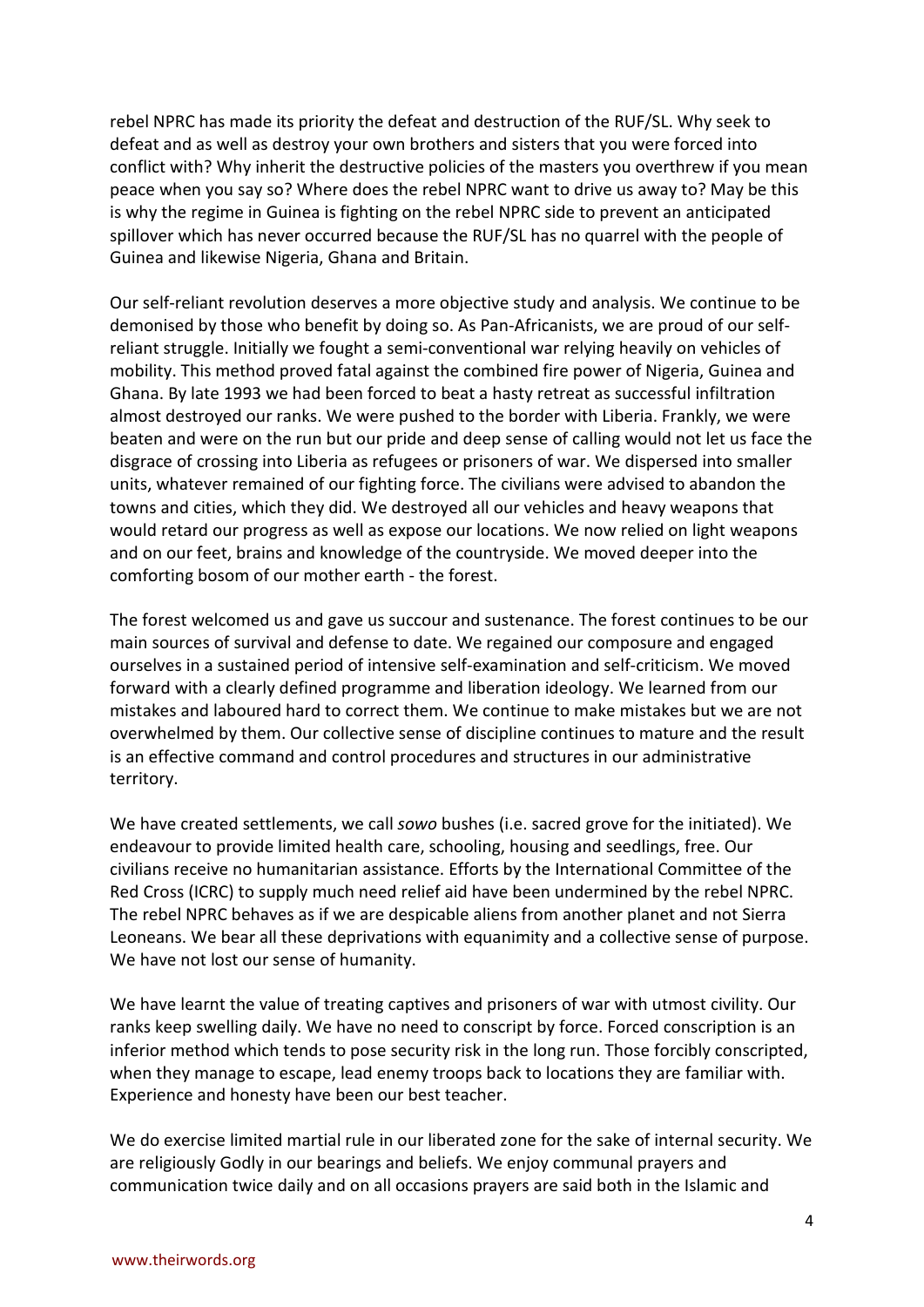rebel NPRC has made its priority the defeat and destruction of the RUF/SL. Why seek to defeat and as well as destroy your own brothers and sisters that you were forced into conflict with? Why inherit the destructive policies of the masters you overthrew if you mean peace when you say so? Where does the rebel NPRC want to drive us away to? May be this is why the regime in Guinea is fighting on the rebel NPRC side to prevent an anticipated spillover which has never occurred because the RUF/SL has no quarrel with the people of Guinea and likewise Nigeria, Ghana and Britain.

Our self-reliant revolution deserves a more objective study and analysis. We continue to be demonised by those who benefit by doing so. As Pan-Africanists, we are proud of our self-reliant struggle. Initially we fought a semi-conventional war relying heavily on vehicles of mobility. This method proved fatal against the combined fire power of Nigeria, Guinea and Ghana. By late 1993 we had been forced to beat a hasty retreat as successful infiltration almost destroyed our ranks. We were pushed to the border with Liberia. Frankly, we were beaten and were on the run but our pride and deep sense of calling would not let us face the disgrace of crossing into Liberia as refugees or prisoners of war. We dispersed into smaller units, whatever remained of our fighting force. The civilians were advised to abandon the towns and cities, which they did. We destroyed all our vehicles and heavy weapons that would retard our progress as well as expose our locations. We now relied on light weapons and on our feet, brains and knowledge of the countryside. We moved deeper into the comforting bosom of our mother earth - the forest.

The forest welcomed us and gave us succour and sustenance. The forest continues to be our main sources of survival and defense to date. We regained our composure and engaged ourselves in a sustained period of intensive self-examination and self-criticism. We moved forward with a clearly defined programme and liberation ideology. We learned from our mistakes and laboured hard to correct them. We continue to make mistakes but we are not overwhelmed by them. Our collective sense of discipline continues to mature and the result is an effective command and control procedures and structures in our administrative territory.

We have created settlements, we call *sowo* bushes (i.e. sacred grove for the initiated). We endeavour to provide limited health care, schooling, housing and seedlings, free. Our civilians receive no humanitarian assistance. Efforts by the International Committee of the Red Cross (ICRC) to supply much need relief aid have been undermined by the rebel NPRC. The rebel NPRC behaves as if we are despicable aliens from another planet and not Sierra Leoneans. We bear all these deprivations with equanimity and a collective sense of purpose. We have not lost our sense of humanity.

We have learnt the value of treating captives and prisoners of war with utmost civility. Our ranks keep swelling daily. We have no need to conscript by force. Forced conscription is an inferior method which tends to pose security risk in the long run. Those forcibly conscripted, when they manage to escape, lead enemy troops back to locations they are familiar with. Experience and honesty have been our best teacher.

We do exercise limited martial rule in our liberated zone for the sake of internal security. We are religiously Godly in our bearings and beliefs. We enjoy communal prayers and communication twice daily and on all occasions prayers are said both in the Islamic and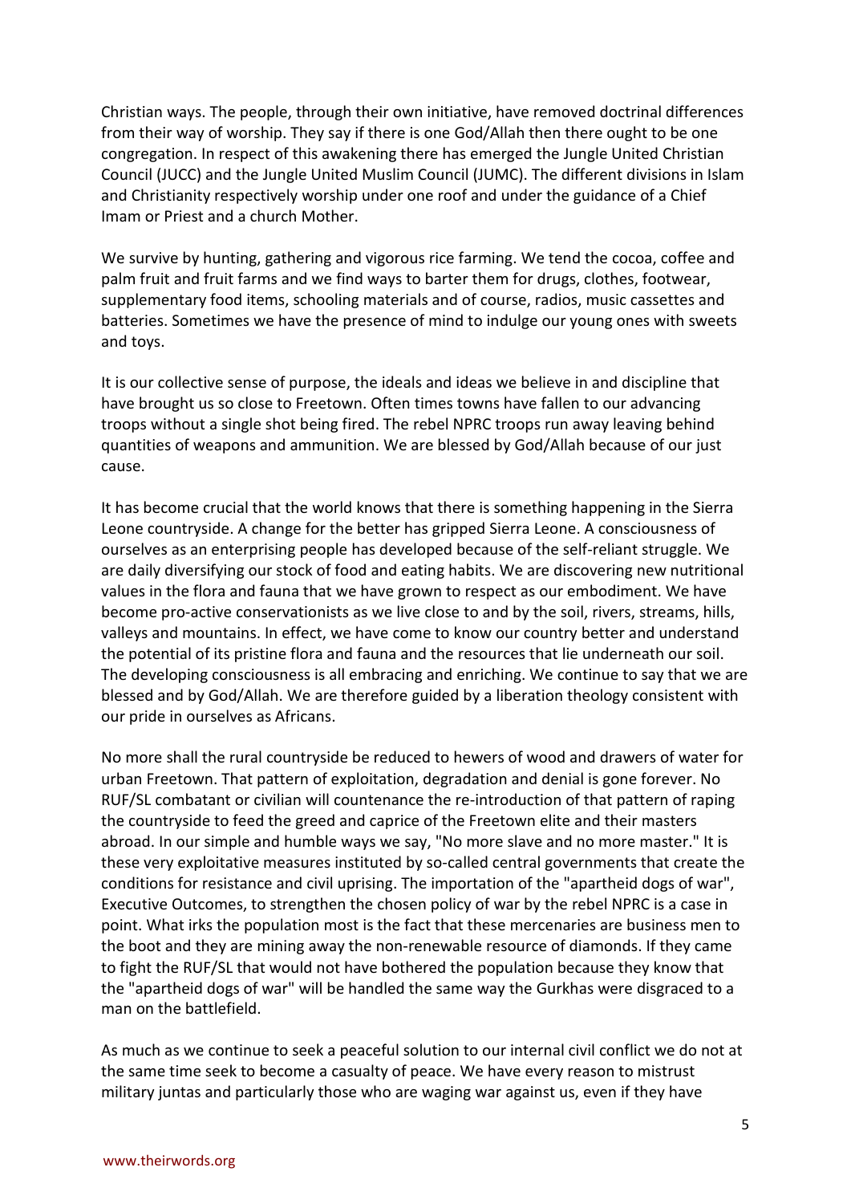Christian ways. The people, through their own initiative, have removed doctrinal differences from their way of worship. They say if there is one God/Allah then there ought to be one congregation. In respect of this awakening there has emerged the Jungle United Christian Council (JUCC) and the Jungle United Muslim Council (JUMC). The different divisions in Islam and Christianity respectively worship under one roof and under the guidance of a Chief Imam or Priest and a church Mother.

We survive by hunting, gathering and vigorous rice farming. We tend the cocoa, coffee and palm fruit and fruit farms and we find ways to barter them for drugs, clothes, footwear, supplementary food items, schooling materials and of course, radios, music cassettes and batteries. Sometimes we have the presence of mind to indulge our young ones with sweets and toys.

It is our collective sense of purpose, the ideals and ideas we believe in and discipline that have brought us so close to Freetown. Often times towns have fallen to our advancing troops without a single shot being fired. The rebel NPRC troops run away leaving behind quantities of weapons and ammunition. We are blessed by God/Allah because of our just cause.

It has become crucial that the world knows that there is something happening in the Sierra Leone countryside. A change for the better has gripped Sierra Leone. A consciousness of ourselves as an enterprising people has developed because of the self-reliant struggle. We are daily diversifying our stock of food and eating habits. We are discovering new nutritional values in the flora and fauna that we have grown to respect as our embodiment. We have become pro-active conservationists as we live close to and by the soil, rivers, streams, hills, valleys and mountains. In effect, we have come to know our country better and understand the potential of its pristine flora and fauna and the resources that lie underneath our soil. The developing consciousness is all embracing and enriching. We continue to say that we are blessed and by God/Allah. We are therefore guided by a liberation theology consistent with our pride in ourselves as Africans.

No more shall the rural countryside be reduced to hewers of wood and drawers of water for urban Freetown. That pattern of exploitation, degradation and denial is gone forever. No RUF/SL combatant or civilian will countenance the re-introduction of that pattern of raping the countryside to feed the greed and caprice of the Freetown elite and their masters abroad. In our simple and humble ways we say, "No more slave and no more master." It is these very exploitative measures instituted by so-called central governments that create the conditions for resistance and civil uprising. The importation of the "apartheid dogs of war", Executive Outcomes, to strengthen the chosen policy of war by the rebel NPRC is a case in point. What irks the population most is the fact that these mercenaries are business men to the boot and they are mining away the non-renewable resource of diamonds. If they came to fight the RUF/SL that would not have bothered the population because they know that the "apartheid dogs of war" will be handled the same way the Gurkhas were disgraced to a man on the battlefield.

As much as we continue to seek a peaceful solution to our internal civil conflict we do not at the same time seek to become a casualty of peace. We have every reason to mistrust military juntas and particularly those who are waging war against us, even if they have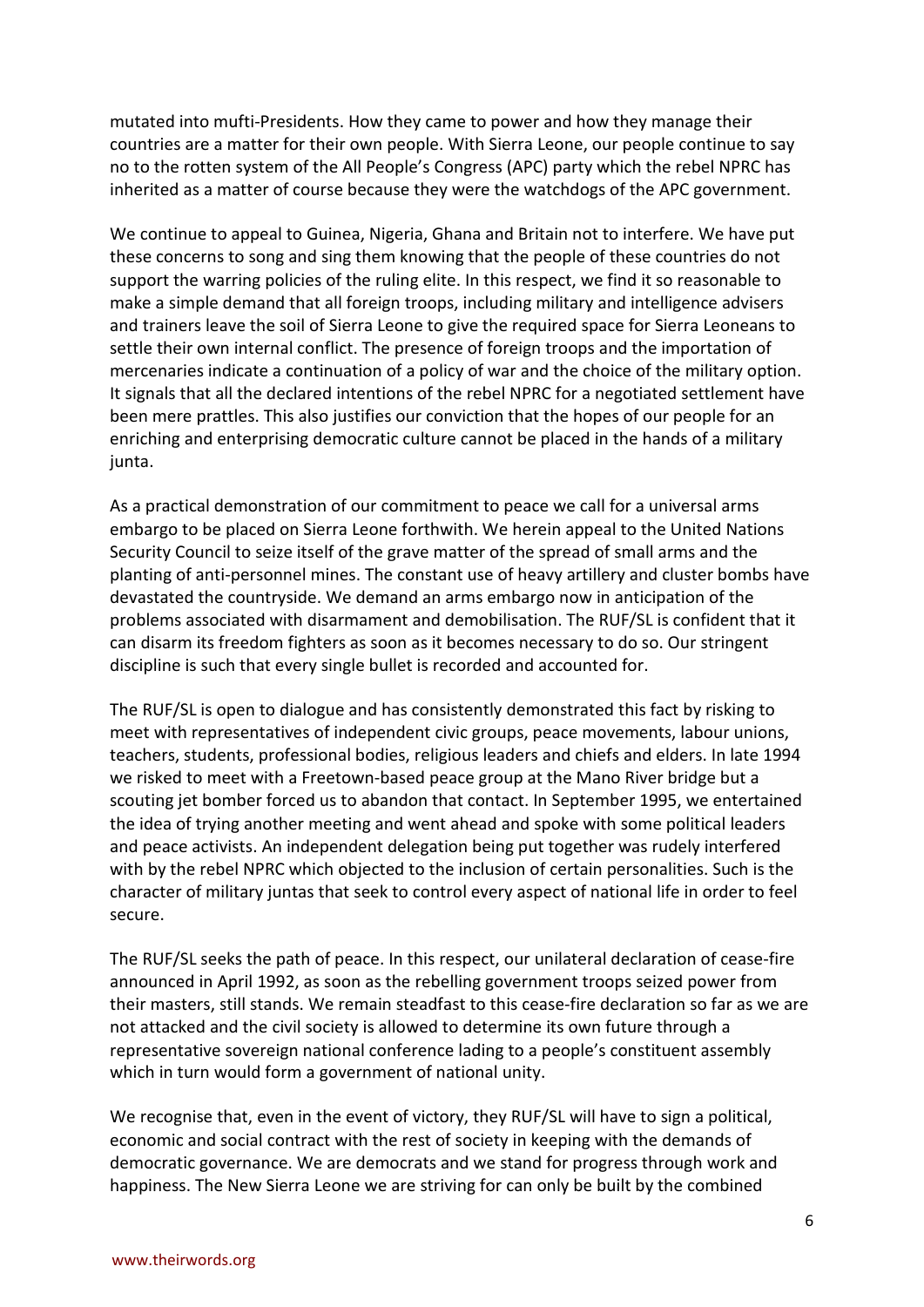mutated into mufti-Presidents. How they came to power and how they manage their countries are a matter for their own people. With Sierra Leone, our people continue to say no to the rotten system of the All People's Congress (APC) party which the rebel NPRC has inherited as a matter of course because they were the watchdogs of the APC government.

We continue to appeal to Guinea, Nigeria, Ghana and Britain not to interfere. We have put these concerns to song and sing them knowing that the people of these countries do not support the warring policies of the ruling elite. In this respect, we find it so reasonable to make a simple demand that all foreign troops, including military and intelligence advisers and trainers leave the soil of Sierra Leone to give the required space for Sierra Leoneans to settle their own internal conflict. The presence of foreign troops and the importation of mercenaries indicate a continuation of a policy of war and the choice of the military option. It signals that all the declared intentions of the rebel NPRC for a negotiated settlement have been mere prattles. This also justifies our conviction that the hopes of our people for an enriching and enterprising democratic culture cannot be placed in the hands of a military junta.

As a practical demonstration of our commitment to peace we call for a universal arms embargo to be placed on Sierra Leone forthwith. We herein appeal to the United Nations Security Council to seize itself of the grave matter of the spread of small arms and the planting of anti-personnel mines. The constant use of heavy artillery and cluster bombs have devastated the countryside. We demand an arms embargo now in anticipation of the problems associated with disarmament and demobilisation. The RUF/SL is confident that it can disarm its freedom fighters as soon as it becomes necessary to do so. Our stringent discipline is such that every single bullet is recorded and accounted for.

The RUF/SL is open to dialogue and has consistently demonstrated this fact by risking to meet with representatives of independent civic groups, peace movements, labour unions, teachers, students, professional bodies, religious leaders and chiefs and elders. In late 1994 we risked to meet with a Freetown-based peace group at the Mano River bridge but a scouting jet bomber forced us to abandon that contact. In September 1995, we entertained the idea of trying another meeting and went ahead and spoke with some political leaders and peace activists. An independent delegation being put together was rudely interfered with by the rebel NPRC which objected to the inclusion of certain personalities. Such is the character of military juntas that seek to control every aspect of national life in order to feel secure.

The RUF/SL seeks the path of peace. In this respect, our unilateral declaration of cease-fire announced in April 1992, as soon as the rebelling government troops seized power from their masters, still stands. We remain steadfast to this cease-fire declaration so far as we are not attacked and the civil society is allowed to determine its own future through a representative sovereign national conference lading to a people's constituent assembly which in turn would form a government of national unity.

We recognise that, even in the event of victory, they RUF/SL will have to sign a political, economic and social contract with the rest of society in keeping with the demands of democratic governance. We are democrats and we stand for progress through work and happiness. The New Sierra Leone we are striving for can only be built by the combined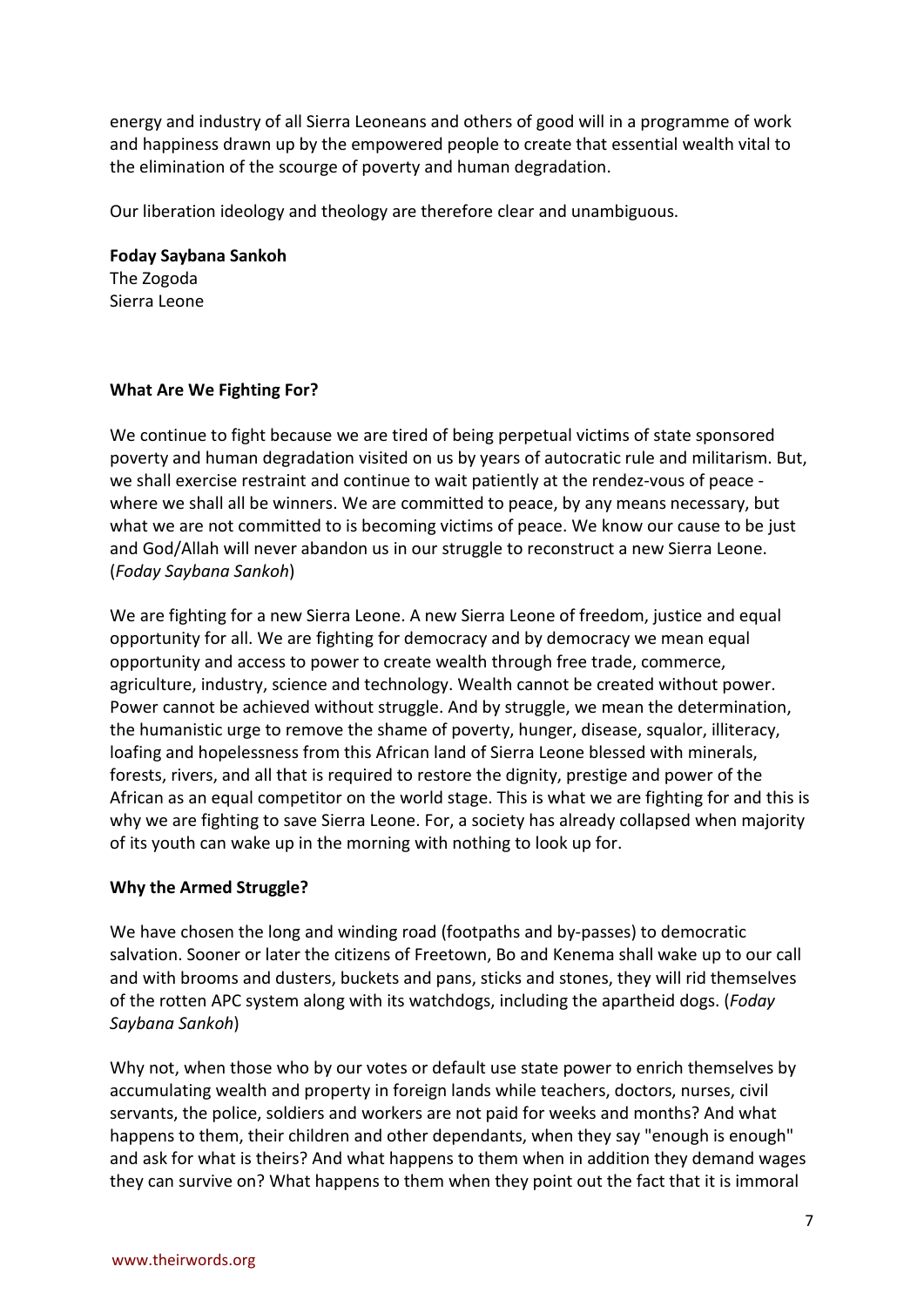energy and industry of all Sierra Leoneans and others of good will in a programme of work and happiness drawn up by the empowered people to create that essential wealth vital to the elimination of the scourge of poverty and human degradation.

Our liberation ideology and theology are therefore clear and unambiguous.

**Foday Saybana Sankoh**
The Zogoda
Sierra Leone

### What Are We Fighting For?

We continue to fight because we are tired of being perpetual victims of state sponsored poverty and human degradation visited on us by years of autocratic rule and militarism. But, we shall exercise restraint and continue to wait patiently at the rendez-vous of peace - where we shall all be winners. We are committed to peace, by any means necessary, but what we are not committed to is becoming victims of peace. We know our cause to be just and God/Allah will never abandon us in our struggle to reconstruct a new Sierra Leone. (*Foday Saybana Sankoh*)

We are fighting for a new Sierra Leone. A new Sierra Leone of freedom, justice and equal opportunity for all. We are fighting for democracy and by democracy we mean equal opportunity and access to power to create wealth through free trade, commerce, agriculture, industry, science and technology. Wealth cannot be created without power. Power cannot be achieved without struggle. And by struggle, we mean the determination, the humanistic urge to remove the shame of poverty, hunger, disease, squalor, illiteracy, loafing and hopelessness from this African land of Sierra Leone blessed with minerals, forests, rivers, and all that is required to restore the dignity, prestige and power of the African as an equal competitor on the world stage. This is what we are fighting for and this is why we are fighting to save Sierra Leone. For, a society has already collapsed when majority of its youth can wake up in the morning with nothing to look up for.

### Why the Armed Struggle?

We have chosen the long and winding road (footpaths and by-passes) to democratic salvation. Sooner or later the citizens of Freetown, Bo and Kenema shall wake up to our call and with brooms and dusters, buckets and pans, sticks and stones, they will rid themselves of the rotten APC system along with its watchdogs, including the apartheid dogs. (*Foday Saybana Sankoh*)

Why not, when those who by our votes or default use state power to enrich themselves by accumulating wealth and property in foreign lands while teachers, doctors, nurses, civil servants, the police, soldiers and workers are not paid for weeks and months? And what happens to them, their children and other dependants, when they say "enough is enough" and ask for what is theirs? And what happens to them when in addition they demand wages they can survive on? What happens to them when they point out the fact that it is immoral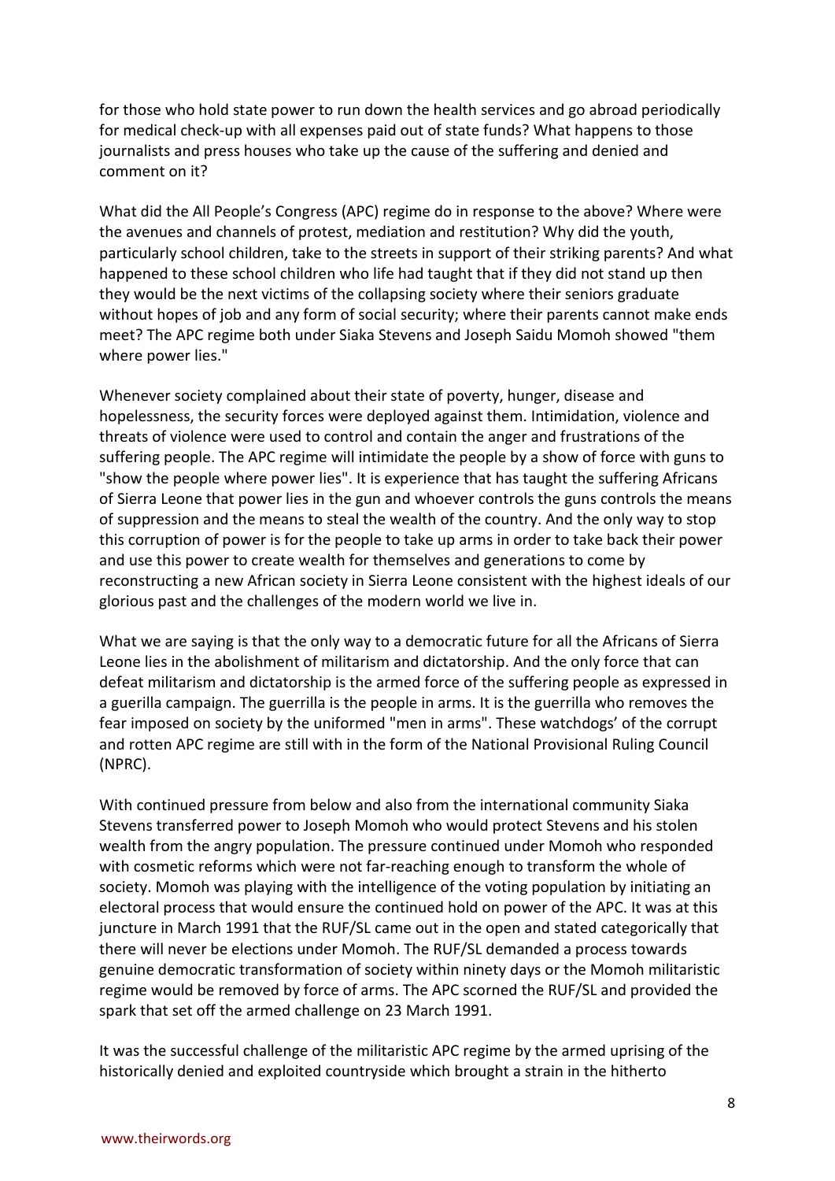for those who hold state power to run down the health services and go abroad periodically for medical check-up with all expenses paid out of state funds? What happens to those journalists and press houses who take up the cause of the suffering and denied and comment on it?

What did the All People's Congress (APC) regime do in response to the above? Where were the avenues and channels of protest, mediation and restitution? Why did the youth, particularly school children, take to the streets in support of their striking parents? And what happened to these school children who life had taught that if they did not stand up then they would be the next victims of the collapsing society where their seniors graduate without hopes of job and any form of social security; where their parents cannot make ends meet? The APC regime both under Siaka Stevens and Joseph Saidu Momoh showed "them where power lies."

Whenever society complained about their state of poverty, hunger, disease and hopelessness, the security forces were deployed against them. Intimidation, violence and threats of violence were used to control and contain the anger and frustrations of the suffering people. The APC regime will intimidate the people by a show of force with guns to "show the people where power lies". It is experience that has taught the suffering Africans of Sierra Leone that power lies in the gun and whoever controls the guns controls the means of suppression and the means to steal the wealth of the country. And the only way to stop this corruption of power is for the people to take up arms in order to take back their power and use this power to create wealth for themselves and generations to come by reconstructing a new African society in Sierra Leone consistent with the highest ideals of our glorious past and the challenges of the modern world we live in.

What we are saying is that the only way to a democratic future for all the Africans of Sierra Leone lies in the abolishment of militarism and dictatorship. And the only force that can defeat militarism and dictatorship is the armed force of the suffering people as expressed in a guerilla campaign. The guerrilla is the people in arms. It is the guerrilla who removes the fear imposed on society by the uniformed "men in arms". These watchdogs' of the corrupt and rotten APC regime are still with in the form of the National Provisional Ruling Council (NPRC).

With continued pressure from below and also from the international community Siaka Stevens transferred power to Joseph Momoh who would protect Stevens and his stolen wealth from the angry population. The pressure continued under Momoh who responded with cosmetic reforms which were not far-reaching enough to transform the whole of society. Momoh was playing with the intelligence of the voting population by initiating an electoral process that would ensure the continued hold on power of the APC. It was at this juncture in March 1991 that the RUF/SL came out in the open and stated categorically that there will never be elections under Momoh. The RUF/SL demanded a process towards genuine democratic transformation of society within ninety days or the Momoh militaristic regime would be removed by force of arms. The APC scorned the RUF/SL and provided the spark that set off the armed challenge on 23 March 1991.

It was the successful challenge of the militaristic APC regime by the armed uprising of the historically denied and exploited countryside which brought a strain in the hitherto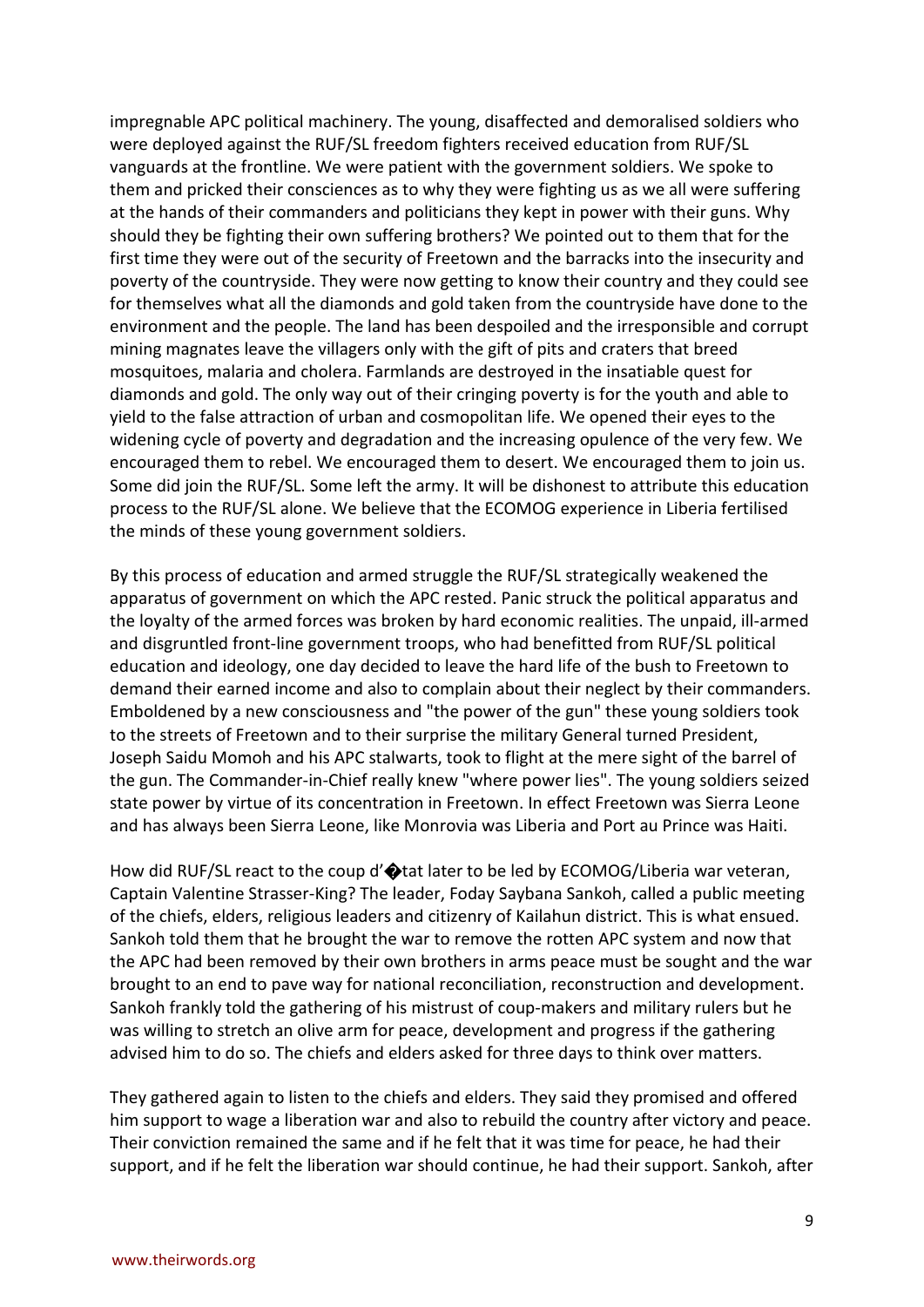impregnable APC political machinery. The young, disaffected and demoralised soldiers who were deployed against the RUF/SL freedom fighters received education from RUF/SL vanguards at the frontline. We were patient with the government soldiers. We spoke to them and pricked their consciences as to why they were fighting us as we all were suffering at the hands of their commanders and politicians they kept in power with their guns. Why should they be fighting their own suffering brothers? We pointed out to them that for the first time they were out of the security of Freetown and the barracks into the insecurity and poverty of the countryside. They were now getting to know their country and they could see for themselves what all the diamonds and gold taken from the countryside have done to the environment and the people. The land has been despoiled and the irresponsible and corrupt mining magnates leave the villagers only with the gift of pits and craters that breed mosquitoes, malaria and cholera. Farmlands are destroyed in the insatiable quest for diamonds and gold. The only way out of their cringing poverty is for the youth and able to yield to the false attraction of urban and cosmopolitan life. We opened their eyes to the widening cycle of poverty and degradation and the increasing opulence of the very few. We encouraged them to rebel. We encouraged them to desert. We encouraged them to join us. Some did join the RUF/SL. Some left the army. It will be dishonest to attribute this education process to the RUF/SL alone. We believe that the ECOMOG experience in Liberia fertilised the minds of these young government soldiers.

By this process of education and armed struggle the RUF/SL strategically weakened the apparatus of government on which the APC rested. Panic struck the political apparatus and the loyalty of the armed forces was broken by hard economic realities. The unpaid, ill-armed and disgruntled front-line government troops, who had benefitted from RUF/SL political education and ideology, one day decided to leave the hard life of the bush to Freetown to demand their earned income and also to complain about their neglect by their commanders. Emboldened by a new consciousness and "the power of the gun" these young soldiers took to the streets of Freetown and to their surprise the military General turned President, Joseph Saidu Momoh and his APC stalwarts, took to flight at the mere sight of the barrel of the gun. The Commander-in-Chief really knew "where power lies". The young soldiers seized state power by virtue of its concentration in Freetown. In effect Freetown was Sierra Leone and has always been Sierra Leone, like Monrovia was Liberia and Port au Prince was Haiti.

How did RUF/SL react to the coup d'�tat later to be led by ECOMOG/Liberia war veteran, Captain Valentine Strasser-King? The leader, Foday Saybana Sankoh, called a public meeting of the chiefs, elders, religious leaders and citizenry of Kailahun district. This is what ensued. Sankoh told them that he brought the war to remove the rotten APC system and now that the APC had been removed by their own brothers in arms peace must be sought and the war brought to an end to pave way for national reconciliation, reconstruction and development. Sankoh frankly told the gathering of his mistrust of coup-makers and military rulers but he was willing to stretch an olive arm for peace, development and progress if the gathering advised him to do so. The chiefs and elders asked for three days to think over matters.

They gathered again to listen to the chiefs and elders. They said they promised and offered him support to wage a liberation war and also to rebuild the country after victory and peace. Their conviction remained the same and if he felt that it was time for peace, he had their support, and if he felt the liberation war should continue, he had their support. Sankoh, after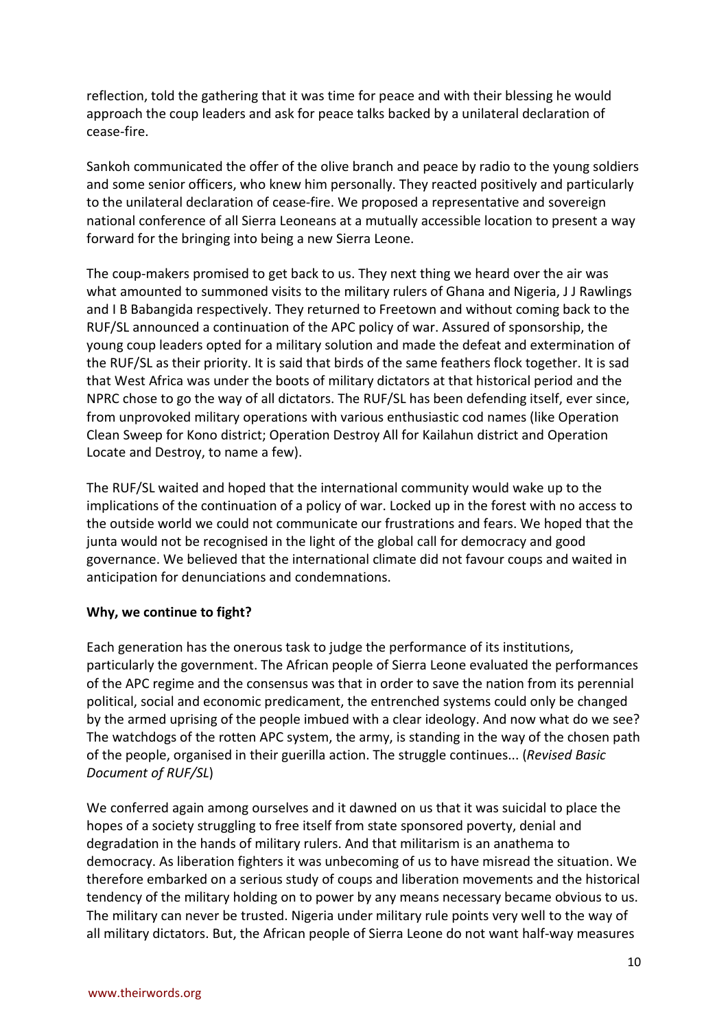reflection, told the gathering that it was time for peace and with their blessing he would approach the coup leaders and ask for peace talks backed by a unilateral declaration of cease-fire.

Sankoh communicated the offer of the olive branch and peace by radio to the young soldiers and some senior officers, who knew him personally. They reacted positively and particularly to the unilateral declaration of cease-fire. We proposed a representative and sovereign national conference of all Sierra Leoneans at a mutually accessible location to present a way forward for the bringing into being a new Sierra Leone.

The coup-makers promised to get back to us. They next thing we heard over the air was what amounted to summoned visits to the military rulers of Ghana and Nigeria, J J Rawlings and I B Babangida respectively. They returned to Freetown and without coming back to the RUF/SL announced a continuation of the APC policy of war. Assured of sponsorship, the young coup leaders opted for a military solution and made the defeat and extermination of the RUF/SL as their priority. It is said that birds of the same feathers flock together. It is sad that West Africa was under the boots of military dictators at that historical period and the NPRC chose to go the way of all dictators. The RUF/SL has been defending itself, ever since, from unprovoked military operations with various enthusiastic cod names (like Operation Clean Sweep for Kono district; Operation Destroy All for Kailahun district and Operation Locate and Destroy, to name a few).

The RUF/SL waited and hoped that the international community would wake up to the implications of the continuation of a policy of war. Locked up in the forest with no access to the outside world we could not communicate our frustrations and fears. We hoped that the junta would not be recognised in the light of the global call for democracy and good governance. We believed that the international climate did not favour coups and waited in anticipation for denunciations and condemnations.

**Why, we continue to fight?**

Each generation has the onerous task to judge the performance of its institutions, particularly the government. The African people of Sierra Leone evaluated the performances of the APC regime and the consensus was that in order to save the nation from its perennial political, social and economic predicament, the entrenched systems could only be changed by the armed uprising of the people imbued with a clear ideology. And now what do we see? The watchdogs of the rotten APC system, the army, is standing in the way of the chosen path of the people, organised in their guerilla action. The struggle continues... (*Revised Basic Document of RUF/SL*)

We conferred again among ourselves and it dawned on us that it was suicidal to place the hopes of a society struggling to free itself from state sponsored poverty, denial and degradation in the hands of military rulers. And that militarism is an anathema to democracy. As liberation fighters it was unbecoming of us to have misread the situation. We therefore embarked on a serious study of coups and liberation movements and the historical tendency of the military holding on to power by any means necessary became obvious to us. The military can never be trusted. Nigeria under military rule points very well to the way of all military dictators. But, the African people of Sierra Leone do not want half-way measures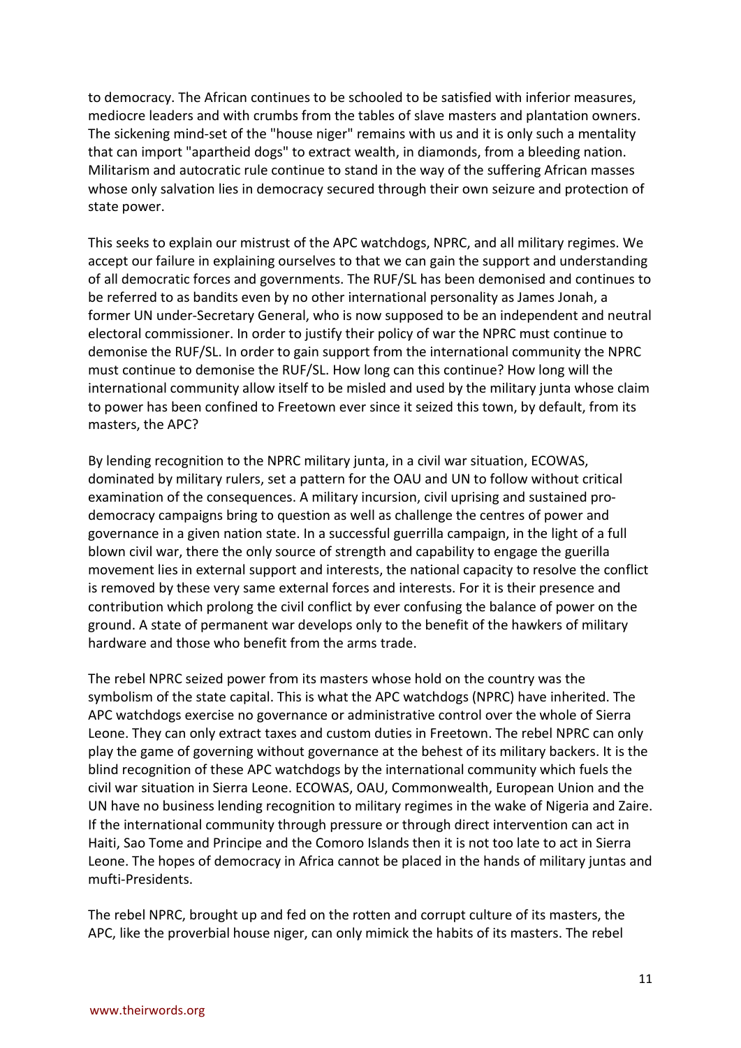to democracy. The African continues to be schooled to be satisfied with inferior measures, mediocre leaders and with crumbs from the tables of slave masters and plantation owners. The sickening mind-set of the "house niger" remains with us and it is only such a mentality that can import "apartheid dogs" to extract wealth, in diamonds, from a bleeding nation. Militarism and autocratic rule continue to stand in the way of the suffering African masses whose only salvation lies in democracy secured through their own seizure and protection of state power.

This seeks to explain our mistrust of the APC watchdogs, NPRC, and all military regimes. We accept our failure in explaining ourselves to that we can gain the support and understanding of all democratic forces and governments. The RUF/SL has been demonised and continues to be referred to as bandits even by no other international personality as James Jonah, a former UN under-Secretary General, who is now supposed to be an independent and neutral electoral commissioner. In order to justify their policy of war the NPRC must continue to demonise the RUF/SL. In order to gain support from the international community the NPRC must continue to demonise the RUF/SL. How long can this continue? How long will the international community allow itself to be misled and used by the military junta whose claim to power has been confined to Freetown ever since it seized this town, by default, from its masters, the APC?

By lending recognition to the NPRC military junta, in a civil war situation, ECOWAS, dominated by military rulers, set a pattern for the OAU and UN to follow without critical examination of the consequences. A military incursion, civil uprising and sustained pro-democracy campaigns bring to question as well as challenge the centres of power and governance in a given nation state. In a successful guerrilla campaign, in the light of a full blown civil war, there the only source of strength and capability to engage the guerilla movement lies in external support and interests, the national capacity to resolve the conflict is removed by these very same external forces and interests. For it is their presence and contribution which prolong the civil conflict by ever confusing the balance of power on the ground. A state of permanent war develops only to the benefit of the hawkers of military hardware and those who benefit from the arms trade.

The rebel NPRC seized power from its masters whose hold on the country was the symbolism of the state capital. This is what the APC watchdogs (NPRC) have inherited. The APC watchdogs exercise no governance or administrative control over the whole of Sierra Leone. They can only extract taxes and custom duties in Freetown. The rebel NPRC can only play the game of governing without governance at the behest of its military backers. It is the blind recognition of these APC watchdogs by the international community which fuels the civil war situation in Sierra Leone. ECOWAS, OAU, Commonwealth, European Union and the UN have no business lending recognition to military regimes in the wake of Nigeria and Zaire. If the international community through pressure or through direct intervention can act in Haiti, Sao Tome and Principe and the Comoro Islands then it is not too late to act in Sierra Leone. The hopes of democracy in Africa cannot be placed in the hands of military juntas and mufti-Presidents.

The rebel NPRC, brought up and fed on the rotten and corrupt culture of its masters, the APC, like the proverbial house niger, can only mimick the habits of its masters. The rebel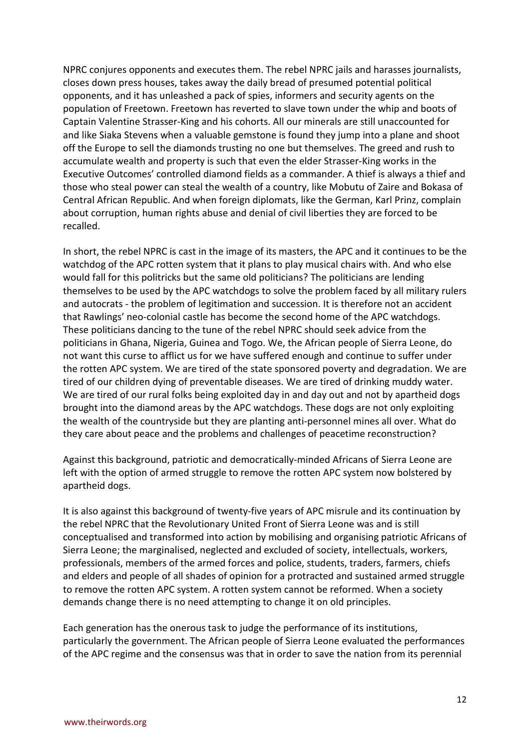NPRC conjures opponents and executes them. The rebel NPRC jails and harasses journalists, closes down press houses, takes away the daily bread of presumed potential political opponents, and it has unleashed a pack of spies, informers and security agents on the population of Freetown. Freetown has reverted to slave town under the whip and boots of Captain Valentine Strasser-King and his cohorts. All our minerals are still unaccounted for and like Siaka Stevens when a valuable gemstone is found they jump into a plane and shoot off the Europe to sell the diamonds trusting no one but themselves. The greed and rush to accumulate wealth and property is such that even the elder Strasser-King works in the Executive Outcomes' controlled diamond fields as a commander. A thief is always a thief and those who steal power can steal the wealth of a country, like Mobutu of Zaire and Bokasa of Central African Republic. And when foreign diplomats, like the German, Karl Prinz, complain about corruption, human rights abuse and denial of civil liberties they are forced to be recalled.

In short, the rebel NPRC is cast in the image of its masters, the APC and it continues to be the watchdog of the APC rotten system that it plans to play musical chairs with. And who else would fall for this politricks but the same old politicians? The politicians are lending themselves to be used by the APC watchdogs to solve the problem faced by all military rulers and autocrats - the problem of legitimation and succession. It is therefore not an accident that Rawlings' neo-colonial castle has become the second home of the APC watchdogs. These politicians dancing to the tune of the rebel NPRC should seek advice from the politicians in Ghana, Nigeria, Guinea and Togo. We, the African people of Sierra Leone, do not want this curse to afflict us for we have suffered enough and continue to suffer under the rotten APC system. We are tired of the state sponsored poverty and degradation. We are tired of our children dying of preventable diseases. We are tired of drinking muddy water. We are tired of our rural folks being exploited day in and day out and not by apartheid dogs brought into the diamond areas by the APC watchdogs. These dogs are not only exploiting the wealth of the countryside but they are planting anti-personnel mines all over. What do they care about peace and the problems and challenges of peacetime reconstruction?

Against this background, patriotic and democratically-minded Africans of Sierra Leone are left with the option of armed struggle to remove the rotten APC system now bolstered by apartheid dogs.

It is also against this background of twenty-five years of APC misrule and its continuation by the rebel NPRC that the Revolutionary United Front of Sierra Leone was and is still conceptualised and transformed into action by mobilising and organising patriotic Africans of Sierra Leone; the marginalised, neglected and excluded of society, intellectuals, workers, professionals, members of the armed forces and police, students, traders, farmers, chiefs and elders and people of all shades of opinion for a protracted and sustained armed struggle to remove the rotten APC system. A rotten system cannot be reformed. When a society demands change there is no need attempting to change it on old principles.

Each generation has the onerous task to judge the performance of its institutions, particularly the government. The African people of Sierra Leone evaluated the performances of the APC regime and the consensus was that in order to save the nation from its perennial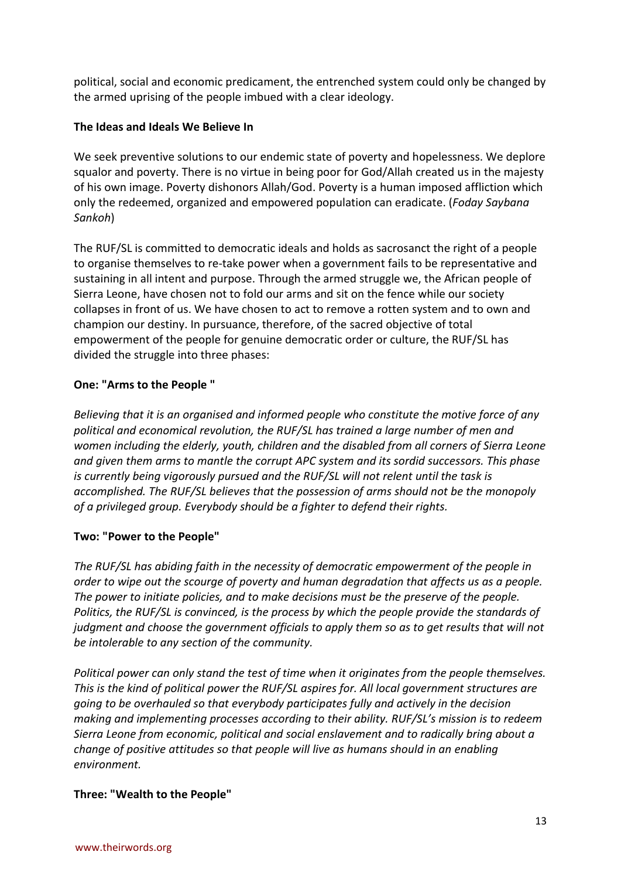political, social and economic predicament, the entrenched system could only be changed by the armed uprising of the people imbued with a clear ideology.

**The Ideas and Ideals We Believe In**

We seek preventive solutions to our endemic state of poverty and hopelessness. We deplore squalor and poverty. There is no virtue in being poor for God/Allah created us in the majesty of his own image. Poverty dishonors Allah/God. Poverty is a human imposed affliction which only the redeemed, organized and empowered population can eradicate. (*Foday Saybana Sankoh*)

The RUF/SL is committed to democratic ideals and holds as sacrosanct the right of a people to organise themselves to re-take power when a government fails to be representative and sustaining in all intent and purpose. Through the armed struggle we, the African people of Sierra Leone, have chosen not to fold our arms and sit on the fence while our society collapses in front of us. We have chosen to act to remove a rotten system and to own and champion our destiny. In pursuance, therefore, of the sacred objective of total empowerment of the people for genuine democratic order or culture, the RUF/SL has divided the struggle into three phases:

**One: "Arms to the People "**

*Believing that it is an organised and informed people who constitute the motive force of any political and economical revolution, the RUF/SL has trained a large number of men and women including the elderly, youth, children and the disabled from all corners of Sierra Leone and given them arms to mantle the corrupt APC system and its sordid successors. This phase is currently being vigorously pursued and the RUF/SL will not relent until the task is accomplished. The RUF/SL believes that the possession of arms should not be the monopoly of a privileged group. Everybody should be a fighter to defend their rights.*

**Two: "Power to the People"**

*The RUF/SL has abiding faith in the necessity of democratic empowerment of the people in order to wipe out the scourge of poverty and human degradation that affects us as a people. The power to initiate policies, and to make decisions must be the preserve of the people. Politics, the RUF/SL is convinced, is the process by which the people provide the standards of judgment and choose the government officials to apply them so as to get results that will not be intolerable to any section of the community.*

*Political power can only stand the test of time when it originates from the people themselves. This is the kind of political power the RUF/SL aspires for. All local government structures are going to be overhauled so that everybody participates fully and actively in the decision making and implementing processes according to their ability. RUF/SL's mission is to redeem Sierra Leone from economic, political and social enslavement and to radically bring about a change of positive attitudes so that people will live as humans should in an enabling environment.*

**Three: "Wealth to the People"**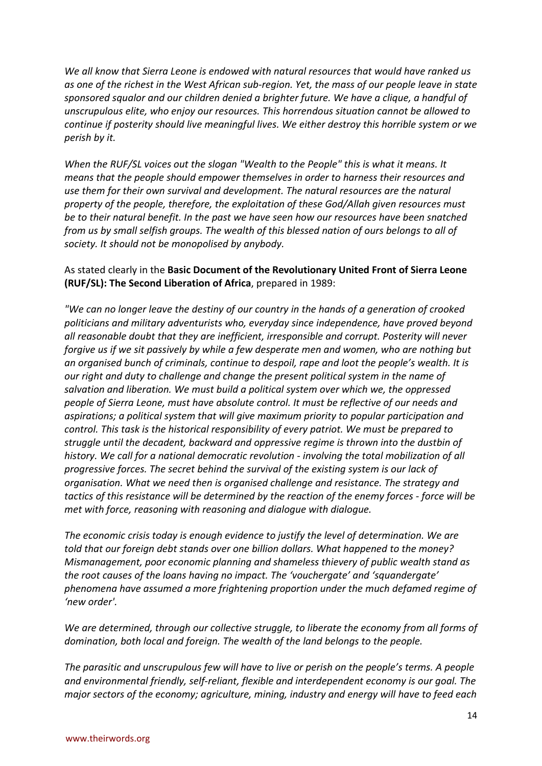*We all know that Sierra Leone is endowed with natural resources that would have ranked us as one of the richest in the West African sub-region. Yet, the mass of our people leave in state sponsored squalor and our children denied a brighter future. We have a clique, a handful of unscrupulous elite, who enjoy our resources. This horrendous situation cannot be allowed to continue if posterity should live meaningful lives. We either destroy this horrible system or we perish by it.*

*When the RUF/SL voices out the slogan "Wealth to the People" this is what it means. It means that the people should empower themselves in order to harness their resources and use them for their own survival and development. The natural resources are the natural property of the people, therefore, the exploitation of these God/Allah given resources must be to their natural benefit. In the past we have seen how our resources have been snatched from us by small selfish groups. The wealth of this blessed nation of ours belongs to all of society. It should not be monopolised by anybody.*

As stated clearly in the **Basic Document of the Revolutionary United Front of Sierra Leone (RUF/SL): The Second Liberation of Africa**, prepared in 1989:

*"We can no longer leave the destiny of our country in the hands of a generation of crooked politicians and military adventurists who, everyday since independence, have proved beyond all reasonable doubt that they are inefficient, irresponsible and corrupt. Posterity will never forgive us if we sit passively by while a few desperate men and women, who are nothing but an organised bunch of criminals, continue to despoil, rape and loot the people's wealth. It is our right and duty to challenge and change the present political system in the name of salvation and liberation. We must build a political system over which we, the oppressed people of Sierra Leone, must have absolute control. It must be reflective of our needs and aspirations; a political system that will give maximum priority to popular participation and control. This task is the historical responsibility of every patriot. We must be prepared to struggle until the decadent, backward and oppressive regime is thrown into the dustbin of history. We call for a national democratic revolution - involving the total mobilization of all progressive forces. The secret behind the survival of the existing system is our lack of organisation. What we need then is organised challenge and resistance. The strategy and tactics of this resistance will be determined by the reaction of the enemy forces - force will be met with force, reasoning with reasoning and dialogue with dialogue.*

*The economic crisis today is enough evidence to justify the level of determination. We are told that our foreign debt stands over one billion dollars. What happened to the money? Mismanagement, poor economic planning and shameless thievery of public wealth stand as the root causes of the loans having no impact. The 'vouchergate' and 'squandergate' phenomena have assumed a more frightening proportion under the much defamed regime of 'new order'.*

*We are determined, through our collective struggle, to liberate the economy from all forms of domination, both local and foreign. The wealth of the land belongs to the people.*

*The parasitic and unscrupulous few will have to live or perish on the people's terms. A people and environmental friendly, self-reliant, flexible and interdependent economy is our goal. The major sectors of the economy; agriculture, mining, industry and energy will have to feed each*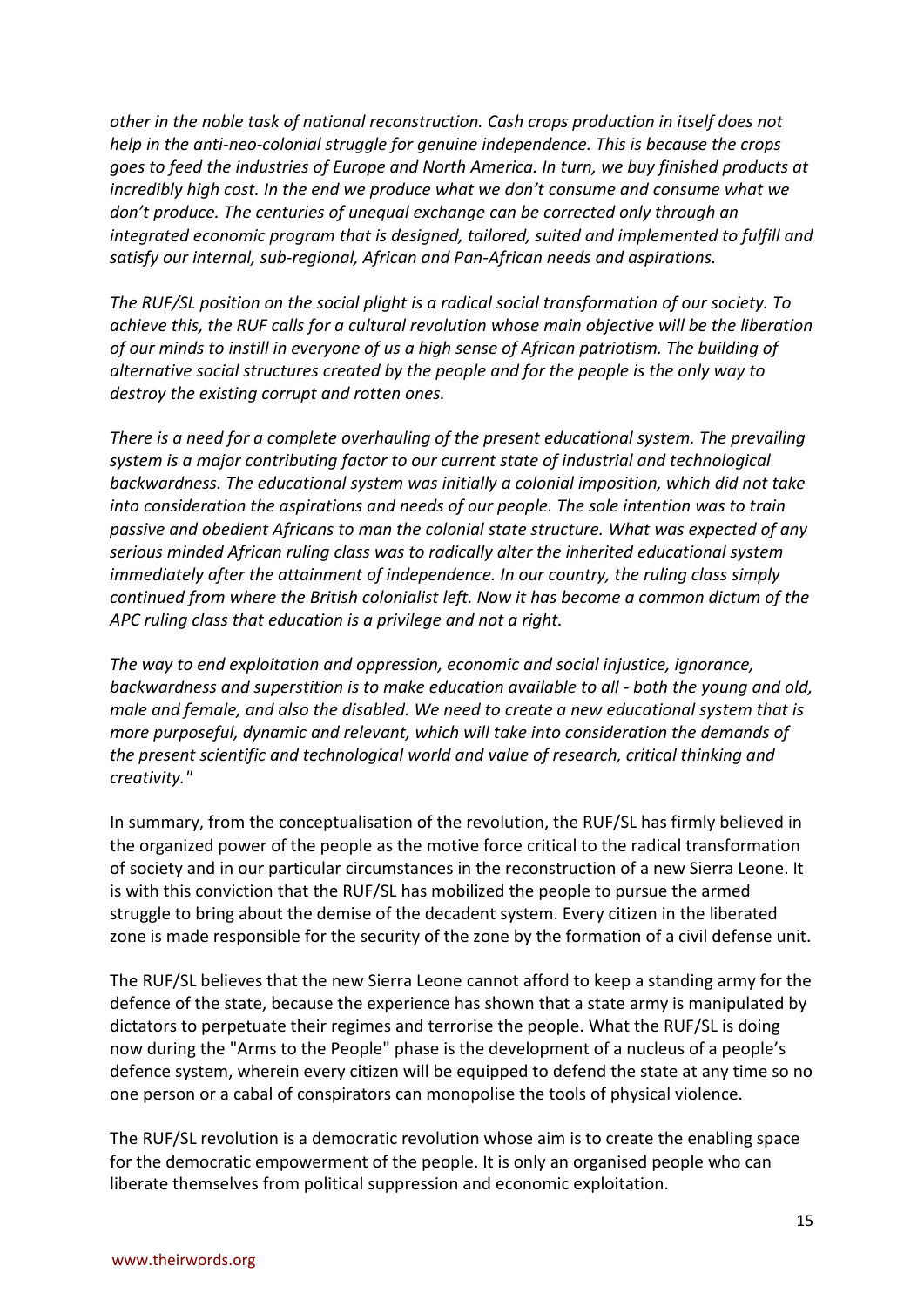*other in the noble task of national reconstruction. Cash crops production in itself does not help in the anti-neo-colonial struggle for genuine independence. This is because the crops goes to feed the industries of Europe and North America. In turn, we buy finished products at incredibly high cost. In the end we produce what we don't consume and consume what we don't produce. The centuries of unequal exchange can be corrected only through an integrated economic program that is designed, tailored, suited and implemented to fulfill and satisfy our internal, sub-regional, African and Pan-African needs and aspirations.*

*The RUF/SL position on the social plight is a radical social transformation of our society. To achieve this, the RUF calls for a cultural revolution whose main objective will be the liberation of our minds to instill in everyone of us a high sense of African patriotism. The building of alternative social structures created by the people and for the people is the only way to destroy the existing corrupt and rotten ones.*

*There is a need for a complete overhauling of the present educational system. The prevailing system is a major contributing factor to our current state of industrial and technological backwardness. The educational system was initially a colonial imposition, which did not take into consideration the aspirations and needs of our people. The sole intention was to train passive and obedient Africans to man the colonial state structure. What was expected of any serious minded African ruling class was to radically alter the inherited educational system immediately after the attainment of independence. In our country, the ruling class simply continued from where the British colonialist left. Now it has become a common dictum of the APC ruling class that education is a privilege and not a right.*

*The way to end exploitation and oppression, economic and social injustice, ignorance, backwardness and superstition is to make education available to all - both the young and old, male and female, and also the disabled. We need to create a new educational system that is more purposeful, dynamic and relevant, which will take into consideration the demands of the present scientific and technological world and value of research, critical thinking and creativity."*

In summary, from the conceptualisation of the revolution, the RUF/SL has firmly believed in the organized power of the people as the motive force critical to the radical transformation of society and in our particular circumstances in the reconstruction of a new Sierra Leone. It is with this conviction that the RUF/SL has mobilized the people to pursue the armed struggle to bring about the demise of the decadent system. Every citizen in the liberated zone is made responsible for the security of the zone by the formation of a civil defense unit.

The RUF/SL believes that the new Sierra Leone cannot afford to keep a standing army for the defence of the state, because the experience has shown that a state army is manipulated by dictators to perpetuate their regimes and terrorise the people. What the RUF/SL is doing now during the "Arms to the People" phase is the development of a nucleus of a people's defence system, wherein every citizen will be equipped to defend the state at any time so no one person or a cabal of conspirators can monopolise the tools of physical violence.

The RUF/SL revolution is a democratic revolution whose aim is to create the enabling space for the democratic empowerment of the people. It is only an organised people who can liberate themselves from political suppression and economic exploitation.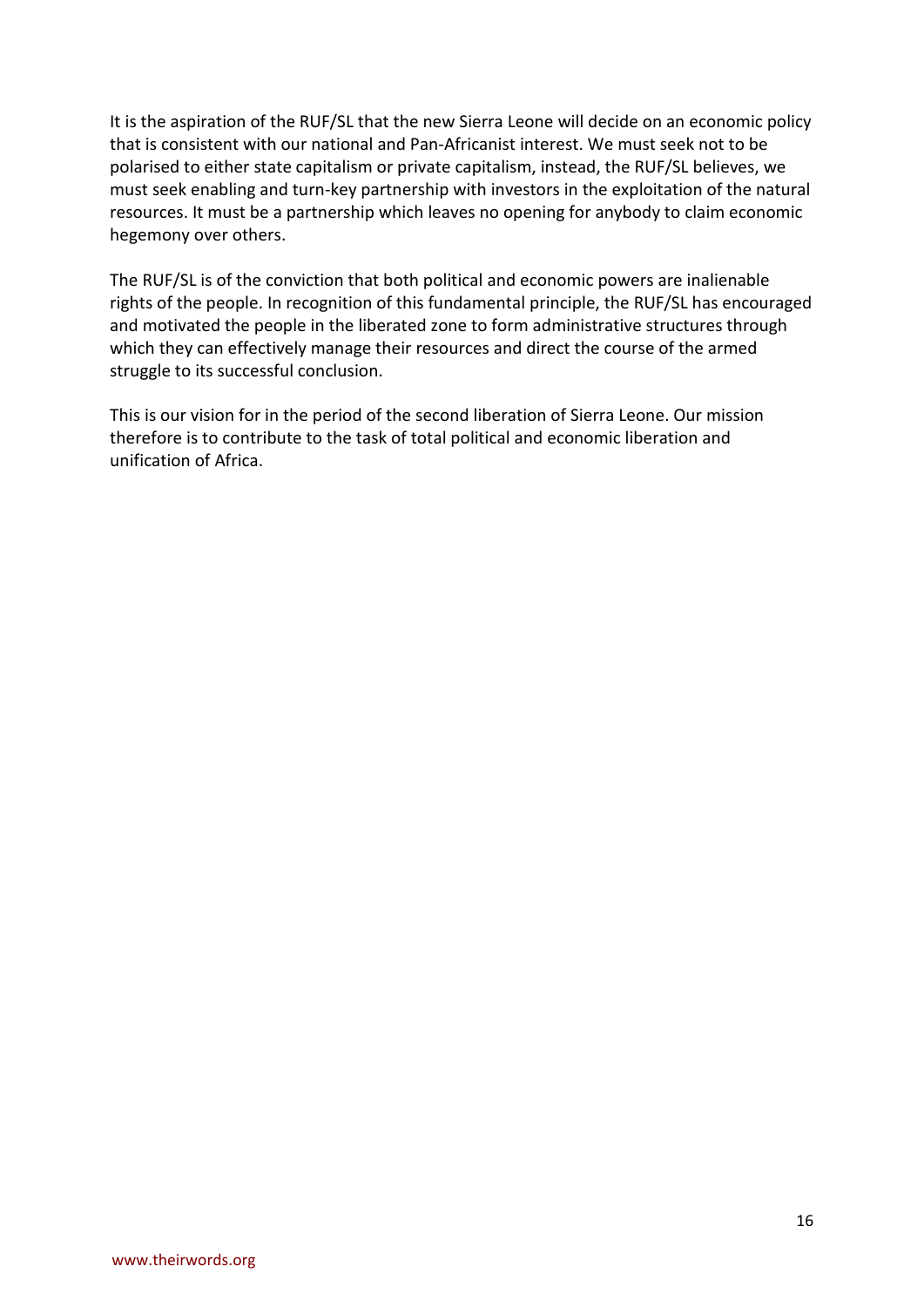It is the aspiration of the RUF/SL that the new Sierra Leone will decide on an economic policy that is consistent with our national and Pan-Africanist interest. We must seek not to be polarised to either state capitalism or private capitalism, instead, the RUF/SL believes, we must seek enabling and turn-key partnership with investors in the exploitation of the natural resources. It must be a partnership which leaves no opening for anybody to claim economic hegemony over others.

The RUF/SL is of the conviction that both political and economic powers are inalienable rights of the people. In recognition of this fundamental principle, the RUF/SL has encouraged and motivated the people in the liberated zone to form administrative structures through which they can effectively manage their resources and direct the course of the armed struggle to its successful conclusion.

This is our vision for in the period of the second liberation of Sierra Leone. Our mission therefore is to contribute to the task of total political and economic liberation and unification of Africa.